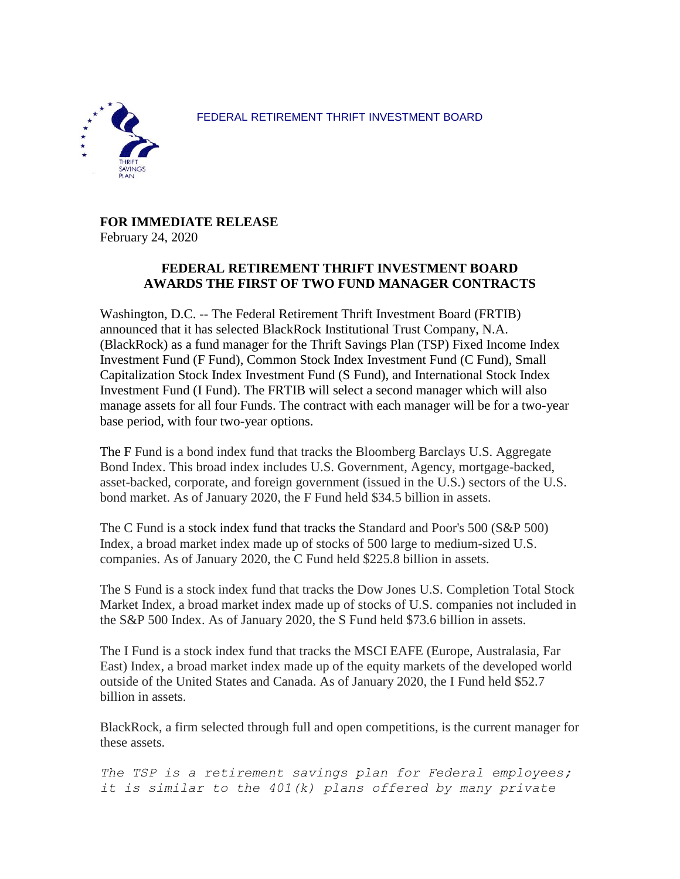FEDERAL RETIREMENT THRIFT INVESTMENT BOARD

THRIFT SAVINGS PLAN

**FOR IMMEDIATE RELEASE**
February 24, 2020

## FEDERAL RETIREMENT THRIFT INVESTMENT BOARD AWARDS THE FIRST OF TWO FUND MANAGER CONTRACTS

Washington, D.C. -- The Federal Retirement Thrift Investment Board (FRTIB) announced that it has selected BlackRock Institutional Trust Company, N.A. (BlackRock) as a fund manager for the Thrift Savings Plan (TSP) Fixed Income Index Investment Fund (F Fund), Common Stock Index Investment Fund (C Fund), Small Capitalization Stock Index Investment Fund (S Fund), and International Stock Index Investment Fund (I Fund). The FRTIB will select a second manager which will also manage assets for all four Funds. The contract with each manager will be for a two-year base period, with four two-year options.

The F Fund is a bond index fund that tracks the Bloomberg Barclays U.S. Aggregate Bond Index. This broad index includes U.S. Government, Agency, mortgage-backed, asset-backed, corporate, and foreign government (issued in the U.S.) sectors of the U.S. bond market. As of January 2020, the F Fund held $34.5 billion in assets.

The C Fund is a stock index fund that tracks the Standard and Poor's 500 (S&P 500) Index, a broad market index made up of stocks of 500 large to medium-sized U.S. companies. As of January 2020, the C Fund held $225.8 billion in assets.

The S Fund is a stock index fund that tracks the Dow Jones U.S. Completion Total Stock Market Index, a broad market index made up of stocks of U.S. companies not included in the S&P 500 Index. As of January 2020, the S Fund held $73.6 billion in assets.

The I Fund is a stock index fund that tracks the MSCI EAFE (Europe, Australasia, Far East) Index, a broad market index made up of the equity markets of the developed world outside of the United States and Canada. As of January 2020, the I Fund held $52.7 billion in assets.

BlackRock, a firm selected through full and open competitions, is the current manager for these assets.

*The TSP is a retirement savings plan for Federal employees; it is similar to the 401(k) plans offered by many private*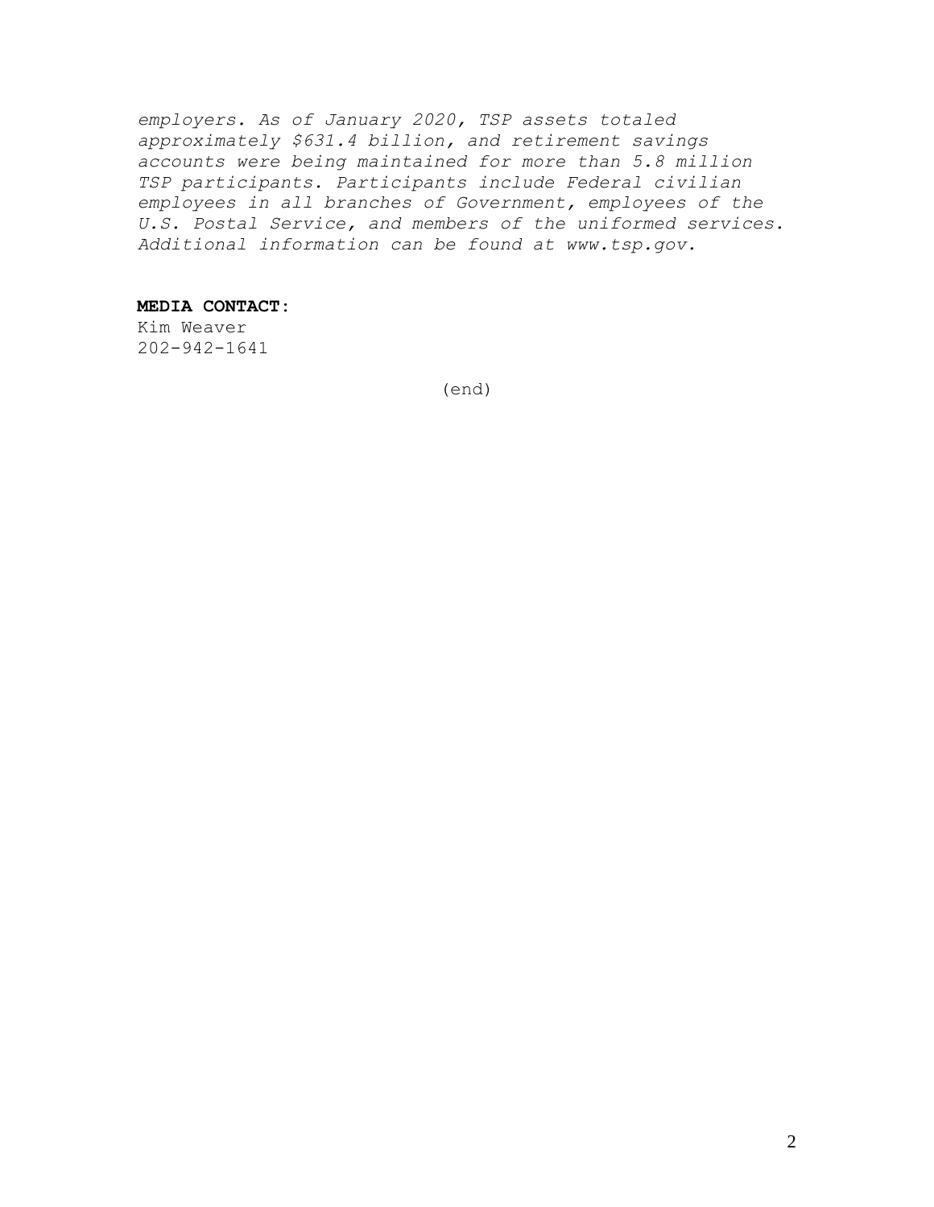*employers. As of January 2020, TSP assets totaled approximately $631.4 billion, and retirement savings accounts were being maintained for more than 5.8 million TSP participants. Participants include Federal civilian employees in all branches of Government, employees of the U.S. Postal Service, and members of the uniformed services. Additional information can be found at www.tsp.gov.*

**MEDIA CONTACT:**
Kim Weaver
202-942-1641

(end)